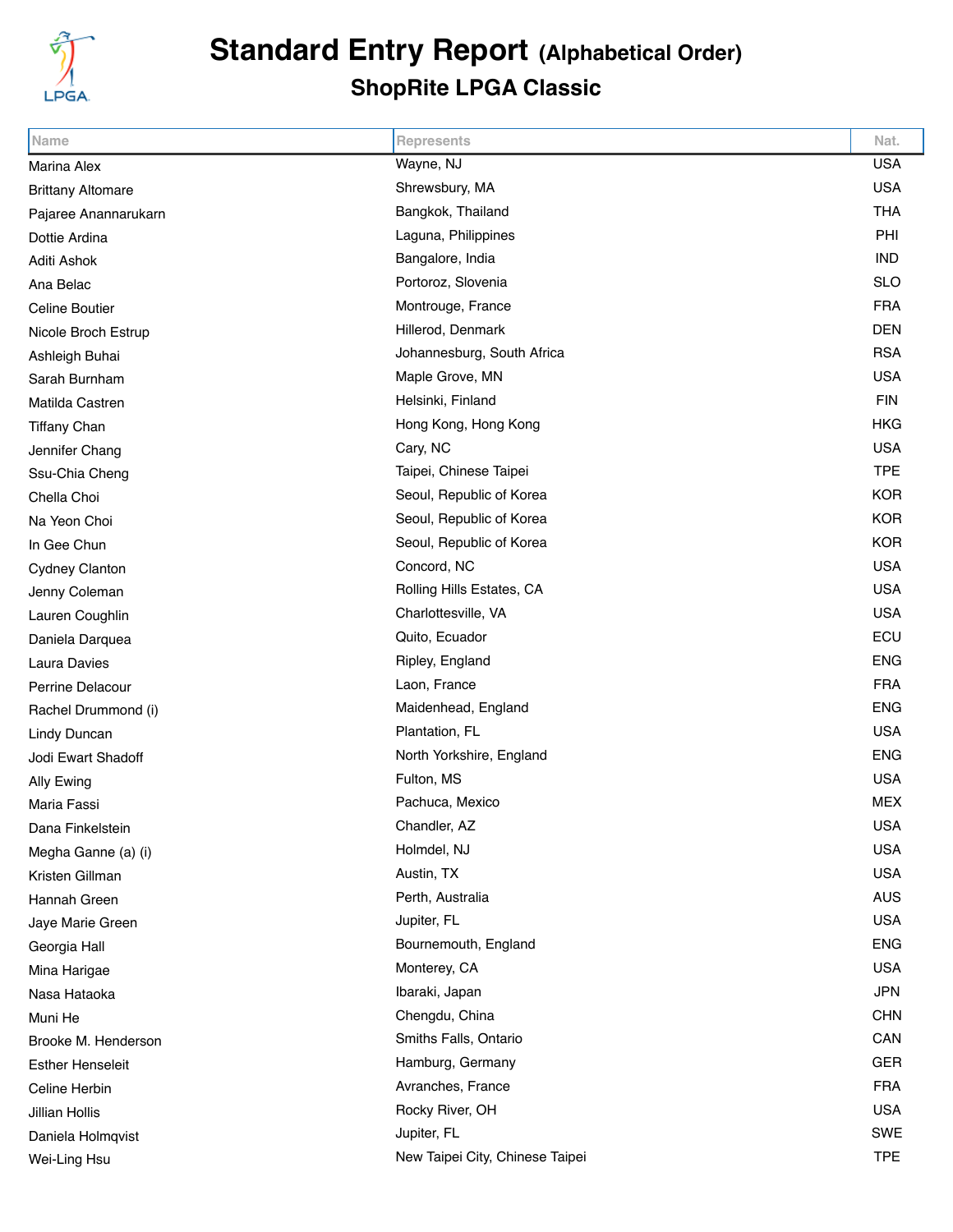# Standard Entry Report (Alphabetical Order)

## ShopRite LPGA Classic

| Name | Represents | Nat. |
|---|---|---|
| Marina Alex | Wayne, NJ | USA |
| Brittany Altomare | Shrewsbury, MA | USA |
| Pajaree Anannarukarn | Bangkok, Thailand | THA |
| Dottie Ardina | Laguna, Philippines | PHI |
| Aditi Ashok | Bangalore, India | IND |
| Ana Belac | Portoroz, Slovenia | SLO |
| Celine Boutier | Montrouge, France | FRA |
| Nicole Broch Estrup | Hillerod, Denmark | DEN |
| Ashleigh Buhai | Johannesburg, South Africa | RSA |
| Sarah Burnham | Maple Grove, MN | USA |
| Matilda Castren | Helsinki, Finland | FIN |
| Tiffany Chan | Hong Kong, Hong Kong | HKG |
| Jennifer Chang | Cary, NC | USA |
| Ssu-Chia Cheng | Taipei, Chinese Taipei | TPE |
| Chella Choi | Seoul, Republic of Korea | KOR |
| Na Yeon Choi | Seoul, Republic of Korea | KOR |
| In Gee Chun | Seoul, Republic of Korea | KOR |
| Cydney Clanton | Concord, NC | USA |
| Jenny Coleman | Rolling Hills Estates, CA | USA |
| Lauren Coughlin | Charlottesville, VA | USA |
| Daniela Darquea | Quito, Ecuador | ECU |
| Laura Davies | Ripley, England | ENG |
| Perrine Delacour | Laon, France | FRA |
| Rachel Drummond (i) | Maidenhead, England | ENG |
| Lindy Duncan | Plantation, FL | USA |
| Jodi Ewart Shadoff | North Yorkshire, England | ENG |
| Ally Ewing | Fulton, MS | USA |
| Maria Fassi | Pachuca, Mexico | MEX |
| Dana Finkelstein | Chandler, AZ | USA |
| Megha Ganne (a) (i) | Holmdel, NJ | USA |
| Kristen Gillman | Austin, TX | USA |
| Hannah Green | Perth, Australia | AUS |
| Jaye Marie Green | Jupiter, FL | USA |
| Georgia Hall | Bournemouth, England | ENG |
| Mina Harigae | Monterey, CA | USA |
| Nasa Hataoka | Ibaraki, Japan | JPN |
| Muni He | Chengdu, China | CHN |
| Brooke M. Henderson | Smiths Falls, Ontario | CAN |
| Esther Henseleit | Hamburg, Germany | GER |
| Celine Herbin | Avranches, France | FRA |
| Jillian Hollis | Rocky River, OH | USA |
| Daniela Holmqvist | Jupiter, FL | SWE |
| Wei-Ling Hsu | New Taipei City, Chinese Taipei | TPE |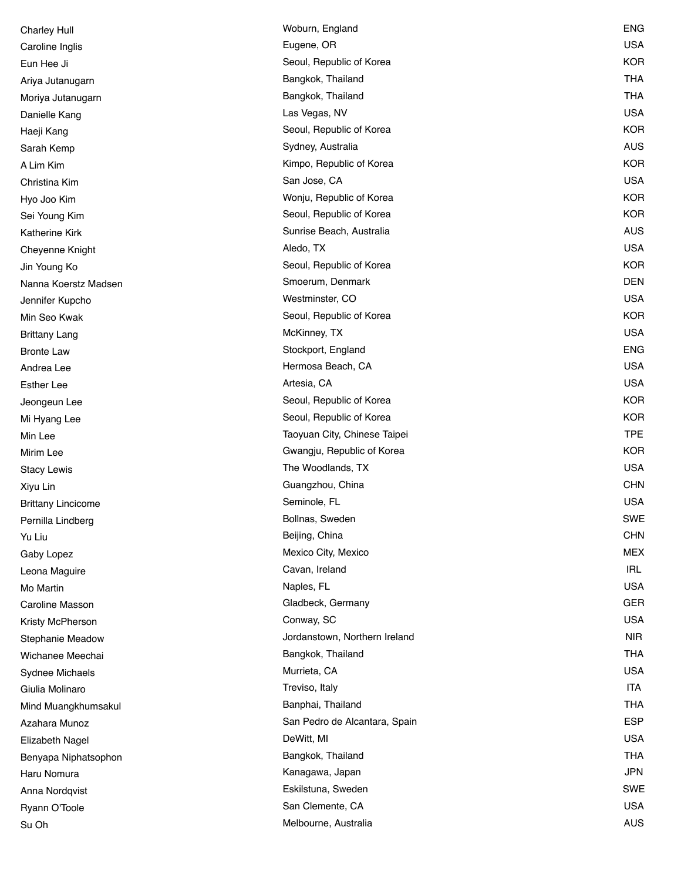| | | |
|---|---|---|
| Charley Hull | Woburn, England | ENG |
| Caroline Inglis | Eugene, OR | USA |
| Eun Hee Ji | Seoul, Republic of Korea | KOR |
| Ariya Jutanugarn | Bangkok, Thailand | THA |
| Moriya Jutanugarn | Bangkok, Thailand | THA |
| Danielle Kang | Las Vegas, NV | USA |
| Haeji Kang | Seoul, Republic of Korea | KOR |
| Sarah Kemp | Sydney, Australia | AUS |
| A Lim Kim | Kimpo, Republic of Korea | KOR |
| Christina Kim | San Jose, CA | USA |
| Hyo Joo Kim | Wonju, Republic of Korea | KOR |
| Sei Young Kim | Seoul, Republic of Korea | KOR |
| Katherine Kirk | Sunrise Beach, Australia | AUS |
| Cheyenne Knight | Aledo, TX | USA |
| Jin Young Ko | Seoul, Republic of Korea | KOR |
| Nanna Koerstz Madsen | Smoerum, Denmark | DEN |
| Jennifer Kupcho | Westminster, CO | USA |
| Min Seo Kwak | Seoul, Republic of Korea | KOR |
| Brittany Lang | McKinney, TX | USA |
| Bronte Law | Stockport, England | ENG |
| Andrea Lee | Hermosa Beach, CA | USA |
| Esther Lee | Artesia, CA | USA |
| Jeongeun Lee | Seoul, Republic of Korea | KOR |
| Mi Hyang Lee | Seoul, Republic of Korea | KOR |
| Min Lee | Taoyuan City, Chinese Taipei | TPE |
| Mirim Lee | Gwangju, Republic of Korea | KOR |
| Stacy Lewis | The Woodlands, TX | USA |
| Xiyu Lin | Guangzhou, China | CHN |
| Brittany Lincicome | Seminole, FL | USA |
| Pernilla Lindberg | Bollnas, Sweden | SWE |
| Yu Liu | Beijing, China | CHN |
| Gaby Lopez | Mexico City, Mexico | MEX |
| Leona Maguire | Cavan, Ireland | IRL |
| Mo Martin | Naples, FL | USA |
| Caroline Masson | Gladbeck, Germany | GER |
| Kristy McPherson | Conway, SC | USA |
| Stephanie Meadow | Jordanstown, Northern Ireland | NIR |
| Wichanee Meechai | Bangkok, Thailand | THA |
| Sydnee Michaels | Murrieta, CA | USA |
| Giulia Molinaro | Treviso, Italy | ITA |
| Mind Muangkhumsakul | Banphai, Thailand | THA |
| Azahara Munoz | San Pedro de Alcantara, Spain | ESP |
| Elizabeth Nagel | DeWitt, MI | USA |
| Benyapa Niphatsophon | Bangkok, Thailand | THA |
| Haru Nomura | Kanagawa, Japan | JPN |
| Anna Nordqvist | Eskilstuna, Sweden | SWE |
| Ryann O'Toole | San Clemente, CA | USA |
| Su Oh | Melbourne, Australia | AUS |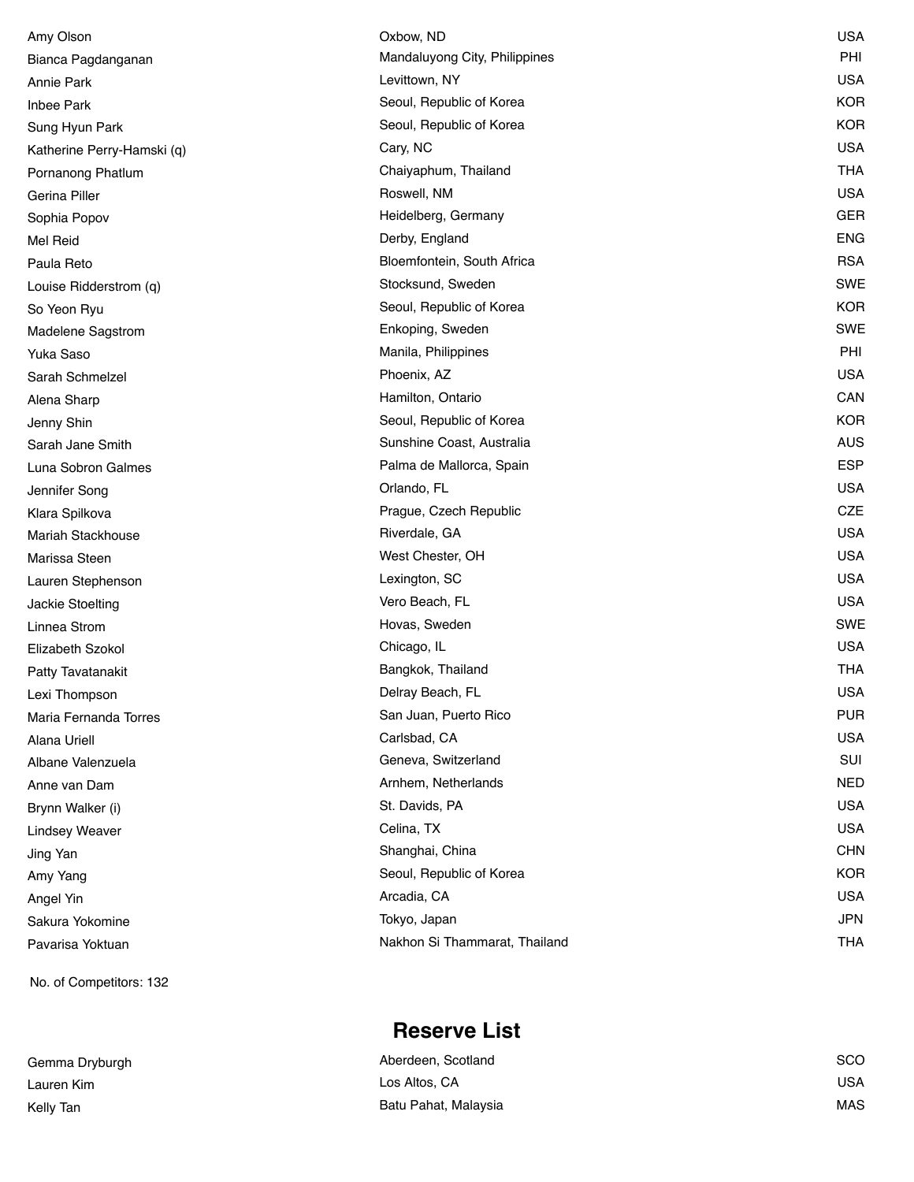| | | |
|---|---|---|
| Amy Olson | Oxbow, ND | USA |
| Bianca Pagdanganan | Mandaluyong City, Philippines | PHI |
| Annie Park | Levittown, NY | USA |
| Inbee Park | Seoul, Republic of Korea | KOR |
| Sung Hyun Park | Seoul, Republic of Korea | KOR |
| Katherine Perry-Hamski (q) | Cary, NC | USA |
| Pornanong Phatlum | Chaiyaphum, Thailand | THA |
| Gerina Piller | Roswell, NM | USA |
| Sophia Popov | Heidelberg, Germany | GER |
| Mel Reid | Derby, England | ENG |
| Paula Reto | Bloemfontein, South Africa | RSA |
| Louise Ridderstrom (q) | Stocksund, Sweden | SWE |
| So Yeon Ryu | Seoul, Republic of Korea | KOR |
| Madelene Sagstrom | Enkoping, Sweden | SWE |
| Yuka Saso | Manila, Philippines | PHI |
| Sarah Schmelzel | Phoenix, AZ | USA |
| Alena Sharp | Hamilton, Ontario | CAN |
| Jenny Shin | Seoul, Republic of Korea | KOR |
| Sarah Jane Smith | Sunshine Coast, Australia | AUS |
| Luna Sobron Galmes | Palma de Mallorca, Spain | ESP |
| Jennifer Song | Orlando, FL | USA |
| Klara Spilkova | Prague, Czech Republic | CZE |
| Mariah Stackhouse | Riverdale, GA | USA |
| Marissa Steen | West Chester, OH | USA |
| Lauren Stephenson | Lexington, SC | USA |
| Jackie Stoelting | Vero Beach, FL | USA |
| Linnea Strom | Hovas, Sweden | SWE |
| Elizabeth Szokol | Chicago, IL | USA |
| Patty Tavatanakit | Bangkok, Thailand | THA |
| Lexi Thompson | Delray Beach, FL | USA |
| Maria Fernanda Torres | San Juan, Puerto Rico | PUR |
| Alana Uriell | Carlsbad, CA | USA |
| Albane Valenzuela | Geneva, Switzerland | SUI |
| Anne van Dam | Arnhem, Netherlands | NED |
| Brynn Walker (i) | St. Davids, PA | USA |
| Lindsey Weaver | Celina, TX | USA |
| Jing Yan | Shanghai, China | CHN |
| Amy Yang | Seoul, Republic of Korea | KOR |
| Angel Yin | Arcadia, CA | USA |
| Sakura Yokomine | Tokyo, Japan | JPN |
| Pavarisa Yoktuan | Nakhon Si Thammarat, Thailand | THA |

No. of Competitors: 132

## Reserve List

| | | |
|---|---|---|
| Gemma Dryburgh | Aberdeen, Scotland | SCO |
| Lauren Kim | Los Altos, CA | USA |
| Kelly Tan | Batu Pahat, Malaysia | MAS |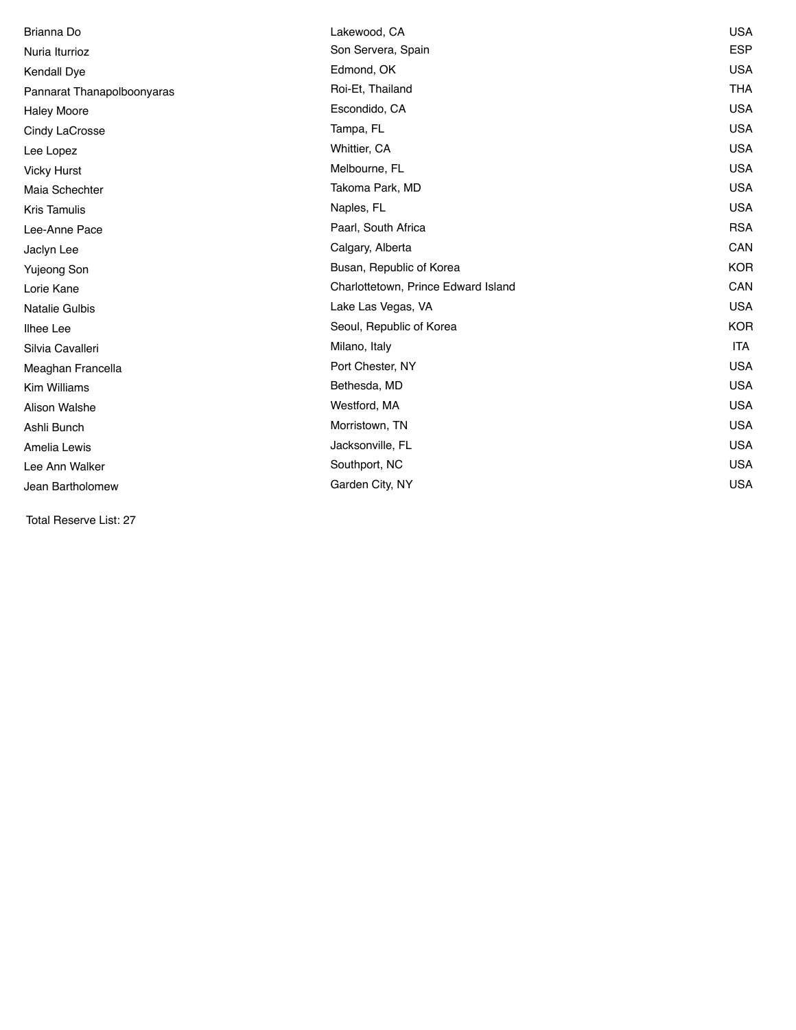| | | |
|---|---|---|
| Brianna Do | Lakewood, CA | USA |
| Nuria Iturrioz | Son Servera, Spain | ESP |
| Kendall Dye | Edmond, OK | USA |
| Pannarat Thanapolboonyaras | Roi-Et, Thailand | THA |
| Haley Moore | Escondido, CA | USA |
| Cindy LaCrosse | Tampa, FL | USA |
| Lee Lopez | Whittier, CA | USA |
| Vicky Hurst | Melbourne, FL | USA |
| Maia Schechter | Takoma Park, MD | USA |
| Kris Tamulis | Naples, FL | USA |
| Lee-Anne Pace | Paarl, South Africa | RSA |
| Jaclyn Lee | Calgary, Alberta | CAN |
| Yujeong Son | Busan, Republic of Korea | KOR |
| Lorie Kane | Charlottetown, Prince Edward Island | CAN |
| Natalie Gulbis | Lake Las Vegas, VA | USA |
| Ilhee Lee | Seoul, Republic of Korea | KOR |
| Silvia Cavalleri | Milano, Italy | ITA |
| Meaghan Francella | Port Chester, NY | USA |
| Kim Williams | Bethesda, MD | USA |
| Alison Walshe | Westford, MA | USA |
| Ashli Bunch | Morristown, TN | USA |
| Amelia Lewis | Jacksonville, FL | USA |
| Lee Ann Walker | Southport, NC | USA |
| Jean Bartholomew | Garden City, NY | USA |

Total Reserve List: 27